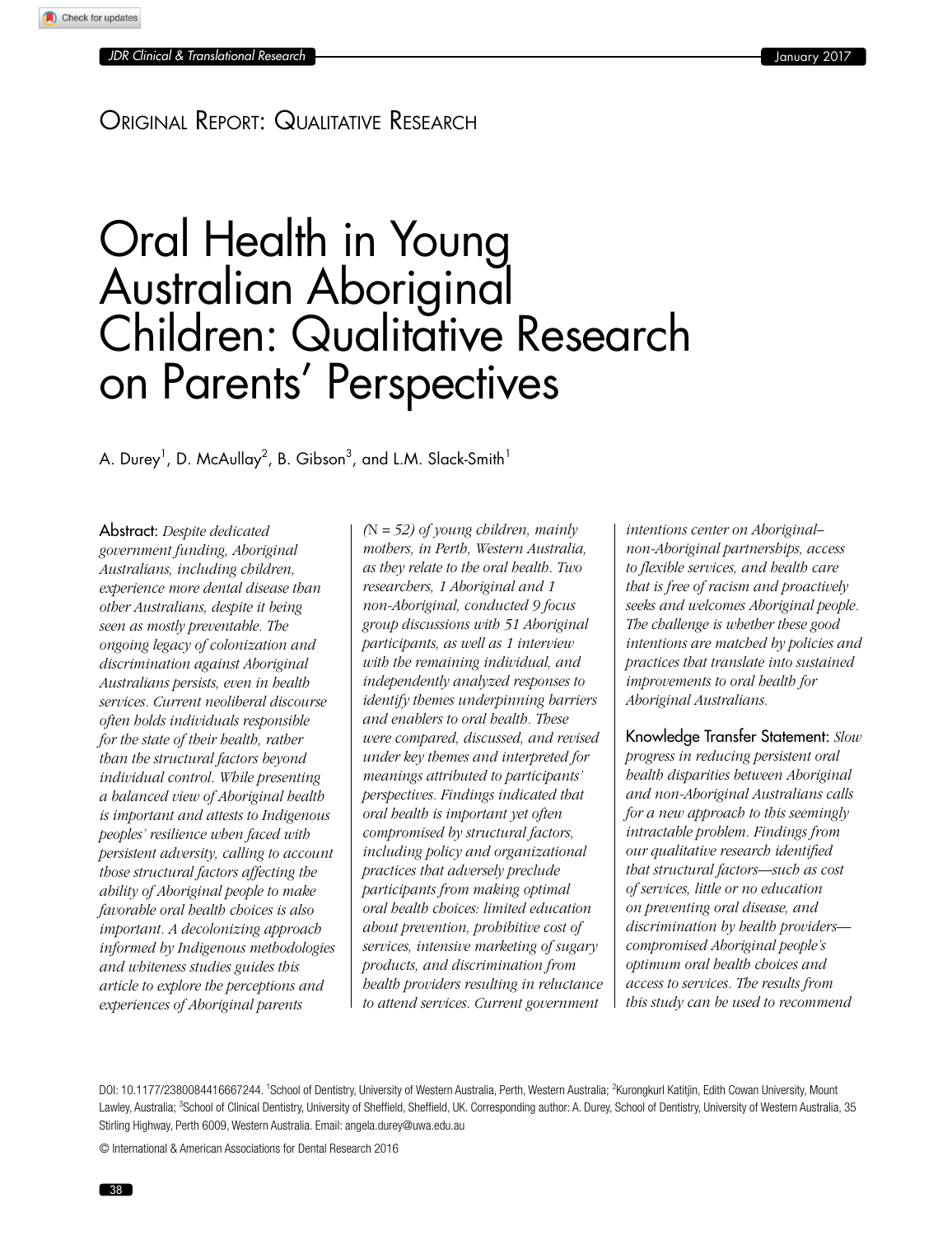# Original Report: Qualitative Research

# Oral Health in Young Australian Aboriginal Children: Qualitative Research on Parents' Perspectives

A. Durey[1], D. McAullay[2], B. Gibson[3], and L.M. Slack-Smith[1]

**Abstract:** *Despite dedicated government funding, Aboriginal Australians, including children, experience more dental disease than other Australians, despite it being seen as mostly preventable. The ongoing legacy of colonization and discrimination against Aboriginal Australians persists, even in health services. Current neoliberal discourse often holds individuals responsible for the state of their health, rather than the structural factors beyond individual control. While presenting a balanced view of Aboriginal health is important and attests to Indigenous peoples' resilience when faced with persistent adversity, calling to account those structural factors affecting the ability of Aboriginal people to make favorable oral health choices is also important. A decolonizing approach informed by Indigenous methodologies and whiteness studies guides this article to explore the perceptions and experiences of Aboriginal parents (*N *= 52) of young children, mainly mothers, in Perth, Western Australia, as they relate to the oral health. Two researchers, 1 Aboriginal and 1 non-Aboriginal, conducted 9 focus group discussions with 51 Aboriginal participants, as well as 1 interview with the remaining individual, and independently analyzed responses to identify themes underpinning barriers and enablers to oral health. These were compared, discussed, and revised under key themes and interpreted for meanings attributed to participants' perspectives. Findings indicated that oral health is important yet often compromised by structural factors, including policy and organizational practices that adversely preclude participants from making optimal oral health choices: limited education about prevention, prohibitive cost of services, intensive marketing of sugary products, and discrimination from health providers resulting in reluctance to attend services. Current government intentions center on Aboriginal–non-Aboriginal partnerships, access to flexible services, and health care that is free of racism and proactively seeks and welcomes Aboriginal people. The challenge is whether these good intentions are matched by policies and practices that translate into sustained improvements to oral health for Aboriginal Australians.*

**Knowledge Transfer Statement:** *Slow progress in reducing persistent oral health disparities between Aboriginal and non-Aboriginal Australians calls for a new approach to this seemingly intractable problem. Findings from our qualitative research identified that structural factors—such as cost of services, little or no education on preventing oral disease, and discrimination by health providers—compromised Aboriginal people's optimum oral health choices and access to services. The results from this study can be used to recommend*

DOI: 10.1177/2380084416667244. [1]School of Dentistry, University of Western Australia, Perth, Western Australia; [2]Kurongkurl Katitjin, Edith Cowan University, Mount Lawley, Australia; [3]School of Clinical Dentistry, University of Sheffield, Sheffield, UK. Corresponding author: A. Durey, School of Dentistry, University of Western Australia, 35 Stirling Highway, Perth 6009, Western Australia. Email: angela.durey@uwa.edu.au

© International & American Associations for Dental Research 2016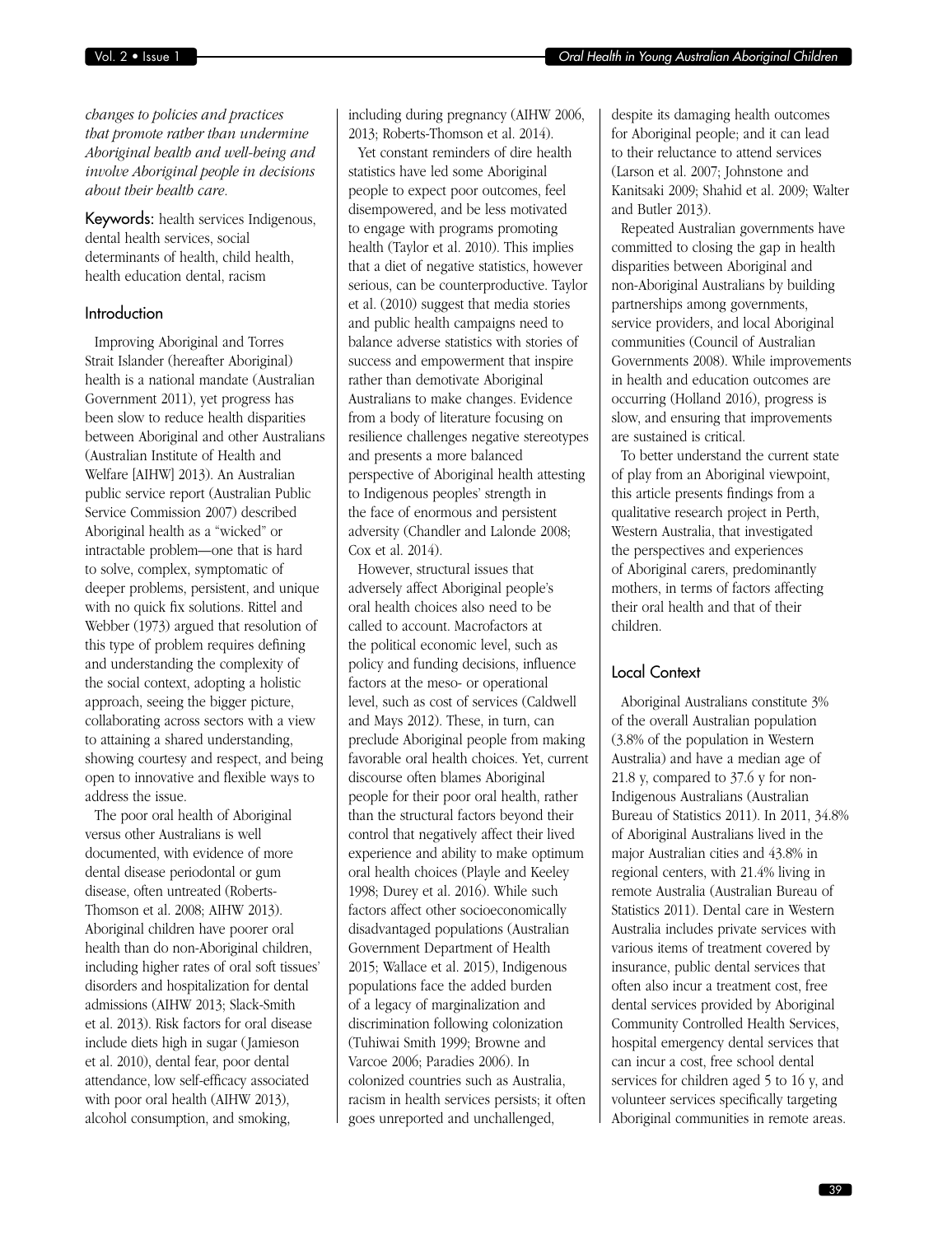*changes to policies and practices that promote rather than undermine Aboriginal health and well-being and involve Aboriginal people in decisions about their health care.*

**Keywords:** health services Indigenous, dental health services, social determinants of health, child health, health education dental, racism

## Introduction

Improving Aboriginal and Torres Strait Islander (hereafter Aboriginal) health is a national mandate (Australian Government 2011), yet progress has been slow to reduce health disparities between Aboriginal and other Australians (Australian Institute of Health and Welfare [AIHW] 2013). An Australian public service report (Australian Public Service Commission 2007) described Aboriginal health as a "wicked" or intractable problem—one that is hard to solve, complex, symptomatic of deeper problems, persistent, and unique with no quick fix solutions. Rittel and Webber (1973) argued that resolution of this type of problem requires defining and understanding the complexity of the social context, adopting a holistic approach, seeing the bigger picture, collaborating across sectors with a view to attaining a shared understanding, showing courtesy and respect, and being open to innovative and flexible ways to address the issue.

The poor oral health of Aboriginal versus other Australians is well documented, with evidence of more dental disease periodontal or gum disease, often untreated (Roberts-Thomson et al. 2008; AIHW 2013). Aboriginal children have poorer oral health than do non-Aboriginal children, including higher rates of oral soft tissues' disorders and hospitalization for dental admissions (AIHW 2013; Slack-Smith et al. 2013). Risk factors for oral disease include diets high in sugar (Jamieson et al. 2010), dental fear, poor dental attendance, low self-efficacy associated with poor oral health (AIHW 2013), alcohol consumption, and smoking, including during pregnancy (AIHW 2006, 2013; Roberts-Thomson et al. 2014).

Yet constant reminders of dire health statistics have led some Aboriginal people to expect poor outcomes, feel disempowered, and be less motivated to engage with programs promoting health (Taylor et al. 2010). This implies that a diet of negative statistics, however serious, can be counterproductive. Taylor et al. (2010) suggest that media stories and public health campaigns need to balance adverse statistics with stories of success and empowerment that inspire rather than demotivate Aboriginal Australians to make changes. Evidence from a body of literature focusing on resilience challenges negative stereotypes and presents a more balanced perspective of Aboriginal health attesting to Indigenous peoples' strength in the face of enormous and persistent adversity (Chandler and Lalonde 2008; Cox et al. 2014).

However, structural issues that adversely affect Aboriginal people's oral health choices also need to be called to account. Macrofactors at the political economic level, such as policy and funding decisions, influence factors at the meso- or operational level, such as cost of services (Caldwell and Mays 2012). These, in turn, can preclude Aboriginal people from making favorable oral health choices. Yet, current discourse often blames Aboriginal people for their poor oral health, rather than the structural factors beyond their control that negatively affect their lived experience and ability to make optimum oral health choices (Playle and Keeley 1998; Durey et al. 2016). While such factors affect other socioeconomically disadvantaged populations (Australian Government Department of Health 2015; Wallace et al. 2015), Indigenous populations face the added burden of a legacy of marginalization and discrimination following colonization (Tuhiwai Smith 1999; Browne and Varcoe 2006; Paradies 2006). In colonized countries such as Australia, racism in health services persists; it often goes unreported and unchallenged, despite its damaging health outcomes for Aboriginal people; and it can lead to their reluctance to attend services (Larson et al. 2007; Johnstone and Kanitsaki 2009; Shahid et al. 2009; Walter and Butler 2013).

Repeated Australian governments have committed to closing the gap in health disparities between Aboriginal and non-Aboriginal Australians by building partnerships among governments, service providers, and local Aboriginal communities (Council of Australian Governments 2008). While improvements in health and education outcomes are occurring (Holland 2016), progress is slow, and ensuring that improvements are sustained is critical.

To better understand the current state of play from an Aboriginal viewpoint, this article presents findings from a qualitative research project in Perth, Western Australia, that investigated the perspectives and experiences of Aboriginal carers, predominantly mothers, in terms of factors affecting their oral health and that of their children.

## Local Context

Aboriginal Australians constitute 3% of the overall Australian population (3.8% of the population in Western Australia) and have a median age of 21.8 y, compared to 37.6 y for non-Indigenous Australians (Australian Bureau of Statistics 2011). In 2011, 34.8% of Aboriginal Australians lived in the major Australian cities and 43.8% in regional centers, with 21.4% living in remote Australia (Australian Bureau of Statistics 2011). Dental care in Western Australia includes private services with various items of treatment covered by insurance, public dental services that often also incur a treatment cost, free dental services provided by Aboriginal Community Controlled Health Services, hospital emergency dental services that can incur a cost, free school dental services for children aged 5 to 16 y, and volunteer services specifically targeting Aboriginal communities in remote areas.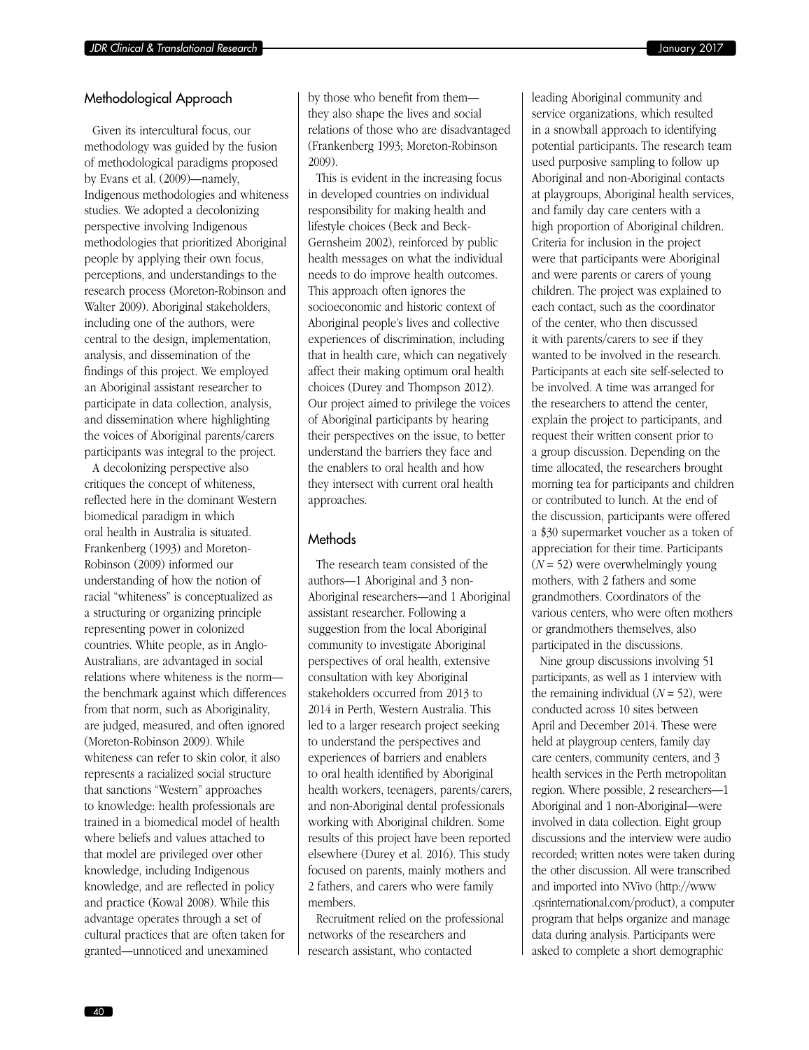## Methodological Approach

Given its intercultural focus, our methodology was guided by the fusion of methodological paradigms proposed by Evans et al. (2009)—namely, Indigenous methodologies and whiteness studies. We adopted a decolonizing perspective involving Indigenous methodologies that prioritized Aboriginal people by applying their own focus, perceptions, and understandings to the research process (Moreton-Robinson and Walter 2009). Aboriginal stakeholders, including one of the authors, were central to the design, implementation, analysis, and dissemination of the findings of this project. We employed an Aboriginal assistant researcher to participate in data collection, analysis, and dissemination where highlighting the voices of Aboriginal parents/carers participants was integral to the project.

A decolonizing perspective also critiques the concept of whiteness, reflected here in the dominant Western biomedical paradigm in which oral health in Australia is situated. Frankenberg (1993) and Moreton-Robinson (2009) informed our understanding of how the notion of racial "whiteness" is conceptualized as a structuring or organizing principle representing power in colonized countries. White people, as in Anglo-Australians, are advantaged in social relations where whiteness is the norm—the benchmark against which differences from that norm, such as Aboriginality, are judged, measured, and often ignored (Moreton-Robinson 2009). While whiteness can refer to skin color, it also represents a racialized social structure that sanctions "Western" approaches to knowledge: health professionals are trained in a biomedical model of health where beliefs and values attached to that model are privileged over other knowledge, including Indigenous knowledge, and are reflected in policy and practice (Kowal 2008). While this advantage operates through a set of cultural practices that are often taken for granted—unnoticed and unexamined by those who benefit from them—they also shape the lives and social relations of those who are disadvantaged (Frankenberg 1993; Moreton-Robinson 2009).

This is evident in the increasing focus in developed countries on individual responsibility for making health and lifestyle choices (Beck and Beck-Gernsheim 2002), reinforced by public health messages on what the individual needs to do improve health outcomes. This approach often ignores the socioeconomic and historic context of Aboriginal people's lives and collective experiences of discrimination, including that in health care, which can negatively affect their making optimum oral health choices (Durey and Thompson 2012). Our project aimed to privilege the voices of Aboriginal participants by hearing their perspectives on the issue, to better understand the barriers they face and the enablers to oral health and how they intersect with current oral health approaches.

## Methods

The research team consisted of the authors—1 Aboriginal and 3 non-Aboriginal researchers—and 1 Aboriginal assistant researcher. Following a suggestion from the local Aboriginal community to investigate Aboriginal perspectives of oral health, extensive consultation with key Aboriginal stakeholders occurred from 2013 to 2014 in Perth, Western Australia. This led to a larger research project seeking to understand the perspectives and experiences of barriers and enablers to oral health identified by Aboriginal health workers, teenagers, parents/carers, and non-Aboriginal dental professionals working with Aboriginal children. Some results of this project have been reported elsewhere (Durey et al. 2016). This study focused on parents, mainly mothers and 2 fathers, and carers who were family members.

Recruitment relied on the professional networks of the researchers and research assistant, who contacted leading Aboriginal community and service organizations, which resulted in a snowball approach to identifying potential participants. The research team used purposive sampling to follow up Aboriginal and non-Aboriginal contacts at playgroups, Aboriginal health services, and family day care centers with a high proportion of Aboriginal children. Criteria for inclusion in the project were that participants were Aboriginal and were parents or carers of young children. The project was explained to each contact, such as the coordinator of the center, who then discussed it with parents/carers to see if they wanted to be involved in the research. Participants at each site self-selected to be involved. A time was arranged for the researchers to attend the center, explain the project to participants, and request their written consent prior to a group discussion. Depending on the time allocated, the researchers brought morning tea for participants and children or contributed to lunch. At the end of the discussion, participants were offered a $30 supermarket voucher as a token of appreciation for their time. Participants ($N = 52$) were overwhelmingly young mothers, with 2 fathers and some grandmothers. Coordinators of the various centers, who were often mothers or grandmothers themselves, also participated in the discussions.

Nine group discussions involving 51 participants, as well as 1 interview with the remaining individual ($N = 52$), were conducted across 10 sites between April and December 2014. These were held at playgroup centers, family day care centers, community centers, and 3 health services in the Perth metropolitan region. Where possible, 2 researchers—1 Aboriginal and 1 non-Aboriginal—were involved in data collection. Eight group discussions and the interview were audio recorded; written notes were taken during the other discussion. All were transcribed and imported into NVivo (http://www.qsrinternational.com/product), a computer program that helps organize and manage data during analysis. Participants were asked to complete a short demographic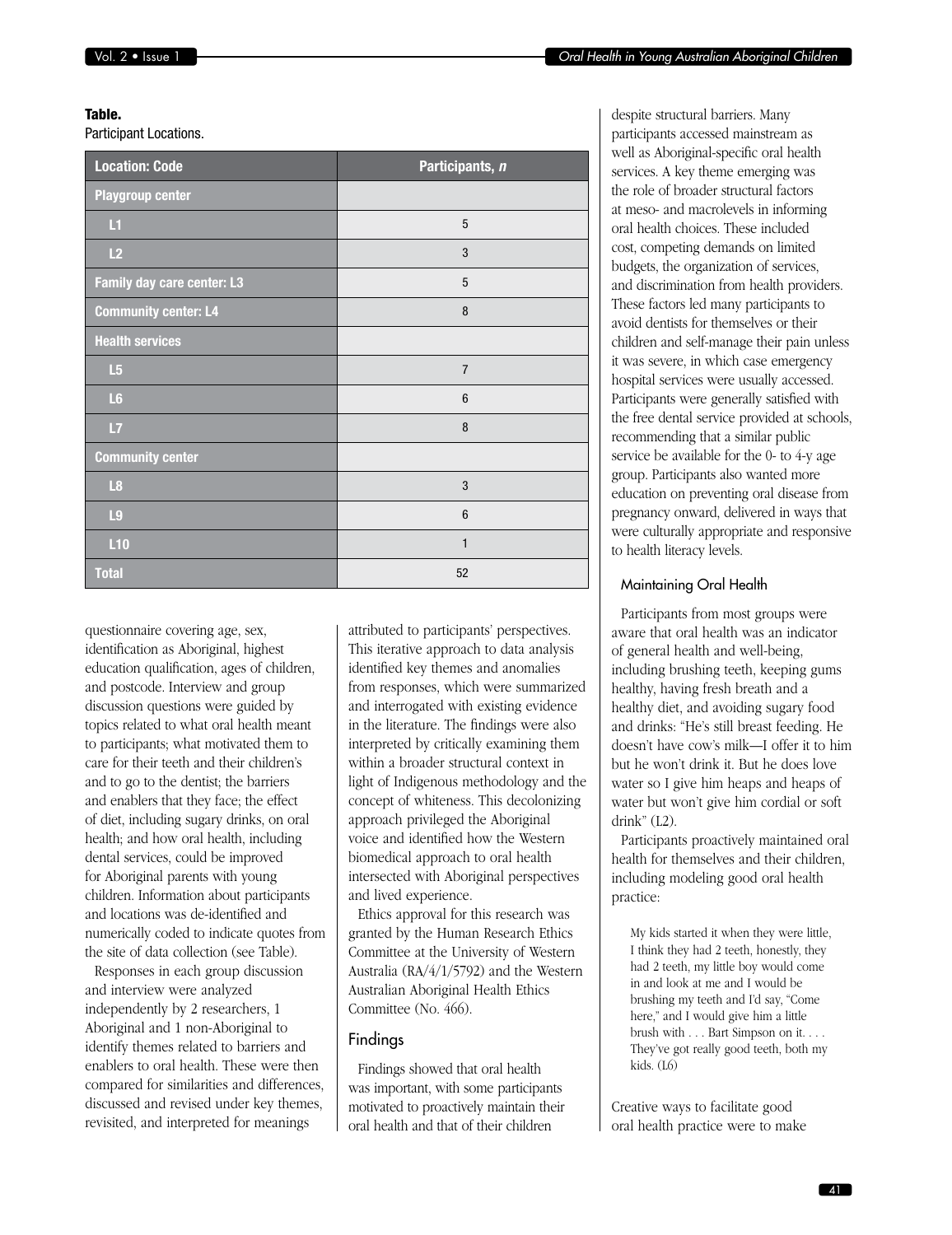**Table.**
Participant Locations.

| Location: Code | Participants, *n* |
|---|---|
| Playgroup center | |
| L1 | 5 |
| L2 | 3 |
| Family day care center: L3 | 5 |
| Community center: L4 | 8 |
| Health services | |
| L5 | 7 |
| L6 | 6 |
| L7 | 8 |
| Community center | |
| L8 | 3 |
| L9 | 6 |
| L10 | 1 |
| Total | 52 |

questionnaire covering age, sex, identification as Aboriginal, highest education qualification, ages of children, and postcode. Interview and group discussion questions were guided by topics related to what oral health meant to participants; what motivated them to care for their teeth and their children's and to go to the dentist; the barriers and enablers that they face; the effect of diet, including sugary drinks, on oral health; and how oral health, including dental services, could be improved for Aboriginal parents with young children. Information about participants and locations was de-identified and numerically coded to indicate quotes from the site of data collection (see Table).

Responses in each group discussion and interview were analyzed independently by 2 researchers, 1 Aboriginal and 1 non-Aboriginal to identify themes related to barriers and enablers to oral health. These were then compared for similarities and differences, discussed and revised under key themes, revisited, and interpreted for meanings attributed to participants' perspectives. This iterative approach to data analysis identified key themes and anomalies from responses, which were summarized and interrogated with existing evidence in the literature. The findings were also interpreted by critically examining them within a broader structural context in light of Indigenous methodology and the concept of whiteness. This decolonizing approach privileged the Aboriginal voice and identified how the Western biomedical approach to oral health intersected with Aboriginal perspectives and lived experience.

Ethics approval for this research was granted by the Human Research Ethics Committee at the University of Western Australia (RA/4/1/5792) and the Western Australian Aboriginal Health Ethics Committee (No. 466).

## Findings

Findings showed that oral health was important, with some participants motivated to proactively maintain their oral health and that of their children despite structural barriers. Many participants accessed mainstream as well as Aboriginal-specific oral health services. A key theme emerging was the role of broader structural factors at meso- and macrolevels in informing oral health choices. These included cost, competing demands on limited budgets, the organization of services, and discrimination from health providers. These factors led many participants to avoid dentists for themselves or their children and self-manage their pain unless it was severe, in which case emergency hospital services were usually accessed. Participants were generally satisfied with the free dental service provided at schools, recommending that a similar public service be available for the 0- to 4-y age group. Participants also wanted more education on preventing oral disease from pregnancy onward, delivered in ways that were culturally appropriate and responsive to health literacy levels.

### Maintaining Oral Health

Participants from most groups were aware that oral health was an indicator of general health and well-being, including brushing teeth, keeping gums healthy, having fresh breath and a healthy diet, and avoiding sugary food and drinks: "He's still breast feeding. He doesn't have cow's milk—I offer it to him but he won't drink it. But he does love water so I give him heaps and heaps of water but won't give him cordial or soft drink" (L2).

Participants proactively maintained oral health for themselves and their children, including modeling good oral health practice:

> My kids started it when they were little, I think they had 2 teeth, honestly, they had 2 teeth, my little boy would come in and look at me and I would be brushing my teeth and I'd say, "Come here," and I would give him a little brush with . . . Bart Simpson on it. . . . They've got really good teeth, both my kids. (L6)

Creative ways to facilitate good oral health practice were to make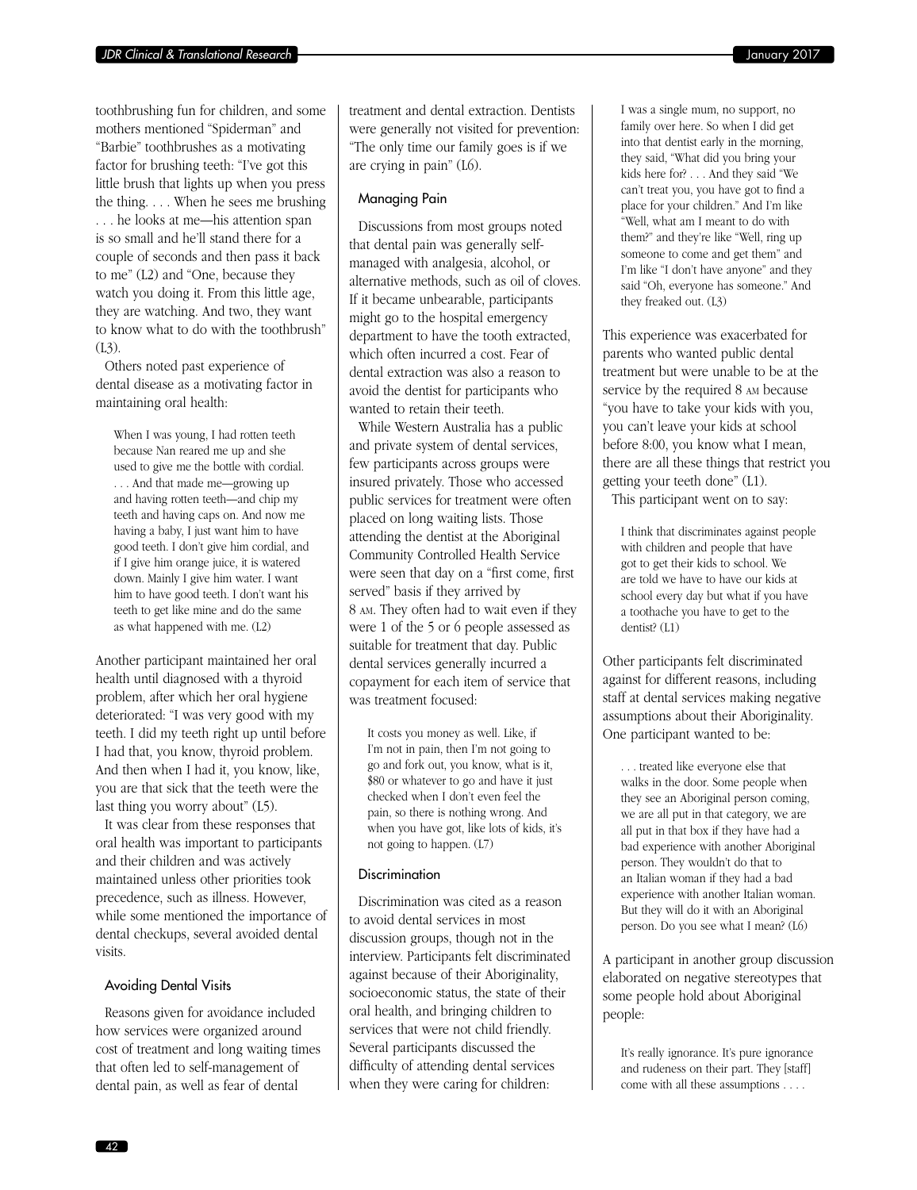toothbrushing fun for children, and some mothers mentioned "Spiderman" and "Barbie" toothbrushes as a motivating factor for brushing teeth: "I've got this little brush that lights up when you press the thing. . . . When he sees me brushing . . . he looks at me—his attention span is so small and he'll stand there for a couple of seconds and then pass it back to me" (L2) and "One, because they watch you doing it. From this little age, they are watching. And two, they want to know what to do with the toothbrush" (L3).

Others noted past experience of dental disease as a motivating factor in maintaining oral health:

> When I was young, I had rotten teeth because Nan reared me up and she used to give me the bottle with cordial. . . . And that made me—growing up and having rotten teeth—and chip my teeth and having caps on. And now me having a baby, I just want him to have good teeth. I don't give him cordial, and if I give him orange juice, it is watered down. Mainly I give him water. I want him to have good teeth. I don't want his teeth to get like mine and do the same as what happened with me. (L2)

Another participant maintained her oral health until diagnosed with a thyroid problem, after which her oral hygiene deteriorated: "I was very good with my teeth. I did my teeth right up until before I had that, you know, thyroid problem. And then when I had it, you know, like, you are that sick that the teeth were the last thing you worry about" (L5).

It was clear from these responses that oral health was important to participants and their children and was actively maintained unless other priorities took precedence, such as illness. However, while some mentioned the importance of dental checkups, several avoided dental visits.

### Avoiding Dental Visits

Reasons given for avoidance included how services were organized around cost of treatment and long waiting times that often led to self-management of dental pain, as well as fear of dental treatment and dental extraction. Dentists were generally not visited for prevention: "The only time our family goes is if we are crying in pain" (L6).

### Managing Pain

Discussions from most groups noted that dental pain was generally self-managed with analgesia, alcohol, or alternative methods, such as oil of cloves. If it became unbearable, participants might go to the hospital emergency department to have the tooth extracted, which often incurred a cost. Fear of dental extraction was also a reason to avoid the dentist for participants who wanted to retain their teeth.

While Western Australia has a public and private system of dental services, few participants across groups were insured privately. Those who accessed public services for treatment were often placed on long waiting lists. Those attending the dentist at the Aboriginal Community Controlled Health Service were seen that day on a "first come, first served" basis if they arrived by 8 AM. They often had to wait even if they were 1 of the 5 or 6 people assessed as suitable for treatment that day. Public dental services generally incurred a copayment for each item of service that was treatment focused:

> It costs you money as well. Like, if I'm not in pain, then I'm not going to go and fork out, you know, what is it, $80 or whatever to go and have it just checked when I don't even feel the pain, so there is nothing wrong. And when you have got, like lots of kids, it's not going to happen. (L7)

### Discrimination

Discrimination was cited as a reason to avoid dental services in most discussion groups, though not in the interview. Participants felt discriminated against because of their Aboriginality, socioeconomic status, the state of their oral health, and bringing children to services that were not child friendly. Several participants discussed the difficulty of attending dental services when they were caring for children:

> I was a single mum, no support, no family over here. So when I did get into that dentist early in the morning, they said, "What did you bring your kids here for? . . . And they said "We can't treat you, you have got to find a place for your children." And I'm like "Well, what am I meant to do with them?" and they're like "Well, ring up someone to come and get them" and I'm like "I don't have anyone" and they said "Oh, everyone has someone." And they freaked out. (L3)

This experience was exacerbated for parents who wanted public dental treatment but were unable to be at the service by the required 8 AM because "you have to take your kids with you, you can't leave your kids at school before 8:00, you know what I mean, there are all these things that restrict you getting your teeth done" (L1).

This participant went on to say:

> I think that discriminates against people with children and people that have got to get their kids to school. We are told we have to have our kids at school every day but what if you have a toothache you have to get to the dentist? (L1)

Other participants felt discriminated against for different reasons, including staff at dental services making negative assumptions about their Aboriginality. One participant wanted to be:

> . . . treated like everyone else that walks in the door. Some people when they see an Aboriginal person coming, we are all put in that category, we are all put in that box if they have had a bad experience with another Aboriginal person. They wouldn't do that to an Italian woman if they had a bad experience with another Italian woman. But they will do it with an Aboriginal person. Do you see what I mean? (L6)

A participant in another group discussion elaborated on negative stereotypes that some people hold about Aboriginal people:

> It's really ignorance. It's pure ignorance and rudeness on their part. They [staff] come with all these assumptions . . . .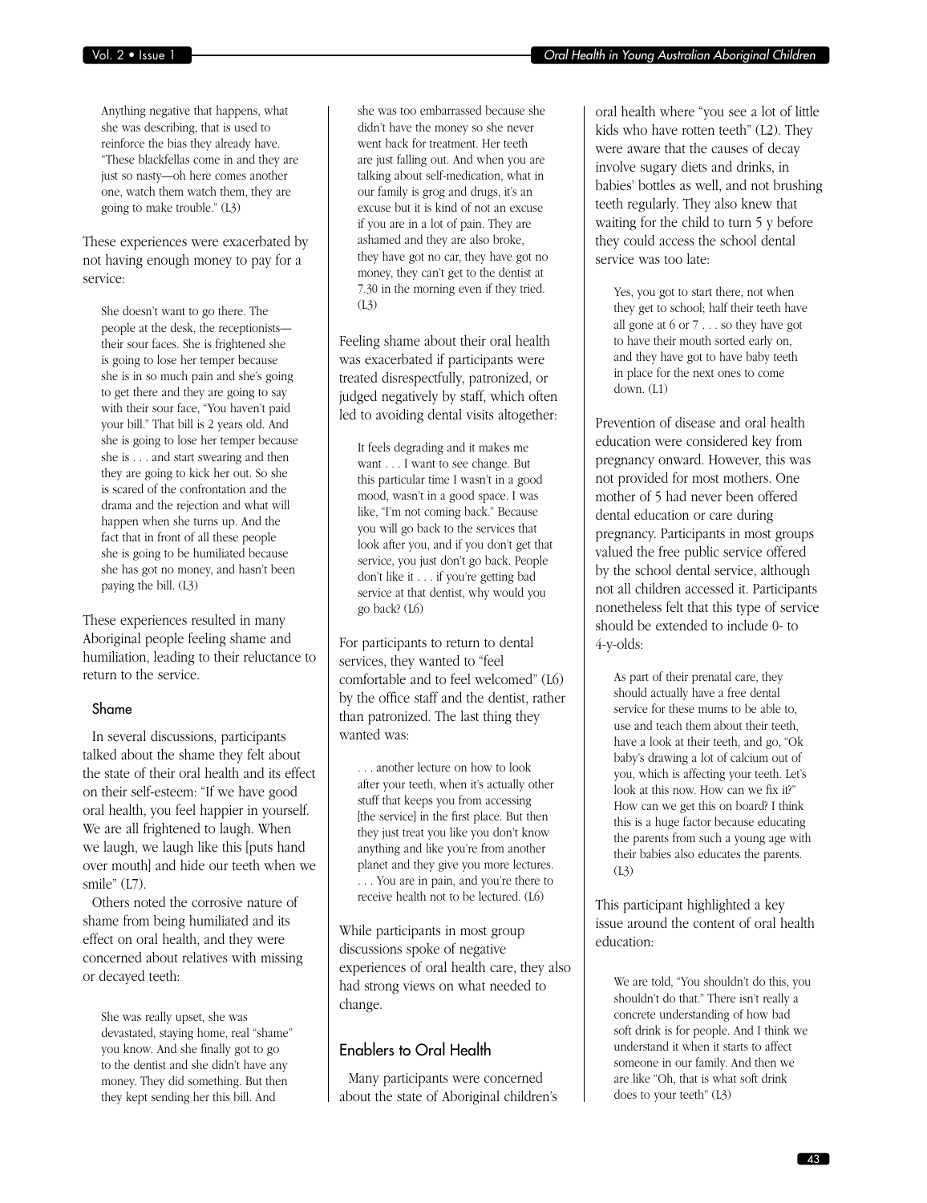> Anything negative that happens, what she was describing, that is used to reinforce the bias they already have. "These blackfellas come in and they are just so nasty—oh here comes another one, watch them watch them, they are going to make trouble." (L3)

These experiences were exacerbated by not having enough money to pay for a service:

> She doesn't want to go there. The people at the desk, the receptionists—their sour faces. She is frightened she is going to lose her temper because she is in so much pain and she's going to get there and they are going to say with their sour face, "You haven't paid your bill." That bill is 2 years old. And she is going to lose her temper because she is . . . and start swearing and then they are going to kick her out. So she is scared of the confrontation and the drama and the rejection and what will happen when she turns up. And the fact that in front of all these people she is going to be humiliated because she has got no money, and hasn't been paying the bill. (L3)

These experiences resulted in many Aboriginal people feeling shame and humiliation, leading to their reluctance to return to the service.

### Shame

In several discussions, participants talked about the shame they felt about the state of their oral health and its effect on their self-esteem: "If we have good oral health, you feel happier in yourself. We are all frightened to laugh. When we laugh, we laugh like this [puts hand over mouth] and hide our teeth when we smile" (L7).

Others noted the corrosive nature of shame from being humiliated and its effect on oral health, and they were concerned about relatives with missing or decayed teeth:

> She was really upset, she was devastated, staying home, real "shame" you know. And she finally got to go to the dentist and she didn't have any money. They did something. But then they kept sending her this bill. And she was too embarrassed because she didn't have the money so she never went back for treatment. Her teeth are just falling out. And when you are talking about self-medication, what in our family is grog and drugs, it's an excuse but it is kind of not an excuse if you are in a lot of pain. They are ashamed and they are also broke, they have got no car, they have got no money, they can't get to the dentist at 7.30 in the morning even if they tried. (L3)

Feeling shame about their oral health was exacerbated if participants were treated disrespectfully, patronized, or judged negatively by staff, which often led to avoiding dental visits altogether:

> It feels degrading and it makes me want . . . I want to see change. But this particular time I wasn't in a good mood, wasn't in a good space. I was like, "I'm not coming back." Because you will go back to the services that look after you, and if you don't get that service, you just don't go back. People don't like it . . . if you're getting bad service at that dentist, why would you go back? (L6)

For participants to return to dental services, they wanted to "feel comfortable and to feel welcomed" (L6) by the office staff and the dentist, rather than patronized. The last thing they wanted was:

> . . . another lecture on how to look after your teeth, when it's actually other stuff that keeps you from accessing [the service] in the first place. But then they just treat you like you don't know anything and like you're from another planet and they give you more lectures. . . . You are in pain, and you're there to receive health not to be lectured. (L6)

While participants in most group discussions spoke of negative experiences of oral health care, they also had strong views on what needed to change.

## Enablers to Oral Health

Many participants were concerned about the state of Aboriginal children's oral health where "you see a lot of little kids who have rotten teeth" (L2). They were aware that the causes of decay involve sugary diets and drinks, in babies' bottles as well, and not brushing teeth regularly. They also knew that waiting for the child to turn 5 y before they could access the school dental service was too late:

> Yes, you got to start there, not when they get to school; half their teeth have all gone at 6 or 7 . . . so they have got to have their mouth sorted early on, and they have got to have baby teeth in place for the next ones to come down. (L1)

Prevention of disease and oral health education were considered key from pregnancy onward. However, this was not provided for most mothers. One mother of 5 had never been offered dental education or care during pregnancy. Participants in most groups valued the free public service offered by the school dental service, although not all children accessed it. Participants nonetheless felt that this type of service should be extended to include 0- to 4-y-olds:

> As part of their prenatal care, they should actually have a free dental service for these mums to be able to, use and teach them about their teeth, have a look at their teeth, and go, "Ok baby's drawing a lot of calcium out of you, which is affecting your teeth. Let's look at this now. How can we fix it?" How can we get this on board? I think this is a huge factor because educating the parents from such a young age with their babies also educates the parents. (L3)

This participant highlighted a key issue around the content of oral health education:

> We are told, "You shouldn't do this, you shouldn't do that." There isn't really a concrete understanding of how bad soft drink is for people. And I think we understand it when it starts to affect someone in our family. And then we are like "Oh, that is what soft drink does to your teeth" (L3)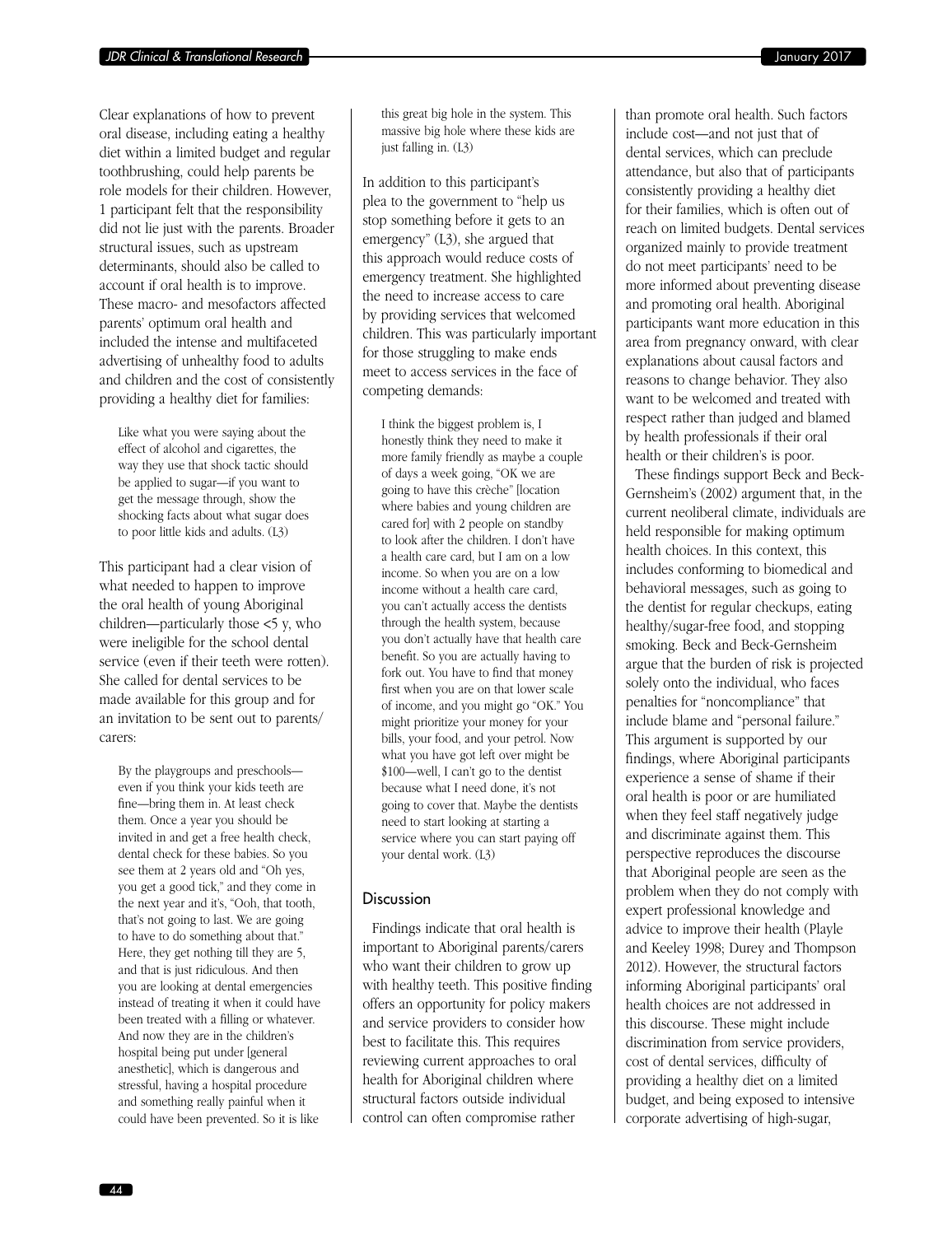Clear explanations of how to prevent oral disease, including eating a healthy diet within a limited budget and regular toothbrushing, could help parents be role models for their children. However, 1 participant felt that the responsibility did not lie just with the parents. Broader structural issues, such as upstream determinants, should also be called to account if oral health is to improve. These macro- and mesofactors affected parents' optimum oral health and included the intense and multifaceted advertising of unhealthy food to adults and children and the cost of consistently providing a healthy diet for families:

> Like what you were saying about the effect of alcohol and cigarettes, the way they use that shock tactic should be applied to sugar—if you want to get the message through, show the shocking facts about what sugar does to poor little kids and adults. (L3)

This participant had a clear vision of what needed to happen to improve the oral health of young Aboriginal children—particularly those <5 y, who were ineligible for the school dental service (even if their teeth were rotten). She called for dental services to be made available for this group and for an invitation to be sent out to parents/carers:

> By the playgroups and preschools—even if you think your kids teeth are fine—bring them in. At least check them. Once a year you should be invited in and get a free health check, dental check for these babies. So you see them at 2 years old and "Oh yes, you get a good tick," and they come in the next year and it's, "Ooh, that tooth, that's not going to last. We are going to have to do something about that." Here, they get nothing till they are 5, and that is just ridiculous. And then you are looking at dental emergencies instead of treating it when it could have been treated with a filling or whatever. And now they are in the children's hospital being put under [general anesthetic], which is dangerous and stressful, having a hospital procedure and something really painful when it could have been prevented. So it is like this great big hole in the system. This massive big hole where these kids are just falling in. (L3)

In addition to this participant's plea to the government to "help us stop something before it gets to an emergency" (L3), she argued that this approach would reduce costs of emergency treatment. She highlighted the need to increase access to care by providing services that welcomed children. This was particularly important for those struggling to make ends meet to access services in the face of competing demands:

> I think the biggest problem is, I honestly think they need to make it more family friendly as maybe a couple of days a week going, "OK we are going to have this crèche" [location where babies and young children are cared for] with 2 people on standby to look after the children. I don't have a health care card, but I am on a low income. So when you are on a low income without a health care card, you can't actually access the dentists through the health system, because you don't actually have that health care benefit. So you are actually having to fork out. You have to find that money first when you are on that lower scale of income, and you might go "OK." You might prioritize your money for your bills, your food, and your petrol. Now what you have got left over might be $100—well, I can't go to the dentist because what I need done, it's not going to cover that. Maybe the dentists need to start looking at starting a service where you can start paying off your dental work. (L3)

## Discussion

Findings indicate that oral health is important to Aboriginal parents/carers who want their children to grow up with healthy teeth. This positive finding offers an opportunity for policy makers and service providers to consider how best to facilitate this. This requires reviewing current approaches to oral health for Aboriginal children where structural factors outside individual control can often compromise rather than promote oral health. Such factors include cost—and not just that of dental services, which can preclude attendance, but also that of participants consistently providing a healthy diet for their families, which is often out of reach on limited budgets. Dental services organized mainly to provide treatment do not meet participants' need to be more informed about preventing disease and promoting oral health. Aboriginal participants want more education in this area from pregnancy onward, with clear explanations about causal factors and reasons to change behavior. They also want to be welcomed and treated with respect rather than judged and blamed by health professionals if their oral health or their children's is poor.

These findings support Beck and Beck-Gernsheim's (2002) argument that, in the current neoliberal climate, individuals are held responsible for making optimum health choices. In this context, this includes conforming to biomedical and behavioral messages, such as going to the dentist for regular checkups, eating healthy/sugar-free food, and stopping smoking. Beck and Beck-Gernsheim argue that the burden of risk is projected solely onto the individual, who faces penalties for "noncompliance" that include blame and "personal failure." This argument is supported by our findings, where Aboriginal participants experience a sense of shame if their oral health is poor or are humiliated when they feel staff negatively judge and discriminate against them. This perspective reproduces the discourse that Aboriginal people are seen as the problem when they do not comply with expert professional knowledge and advice to improve their health (Playle and Keeley 1998; Durey and Thompson 2012). However, the structural factors informing Aboriginal participants' oral health choices are not addressed in this discourse. These might include discrimination from service providers, cost of dental services, difficulty of providing a healthy diet on a limited budget, and being exposed to intensive corporate advertising of high-sugar,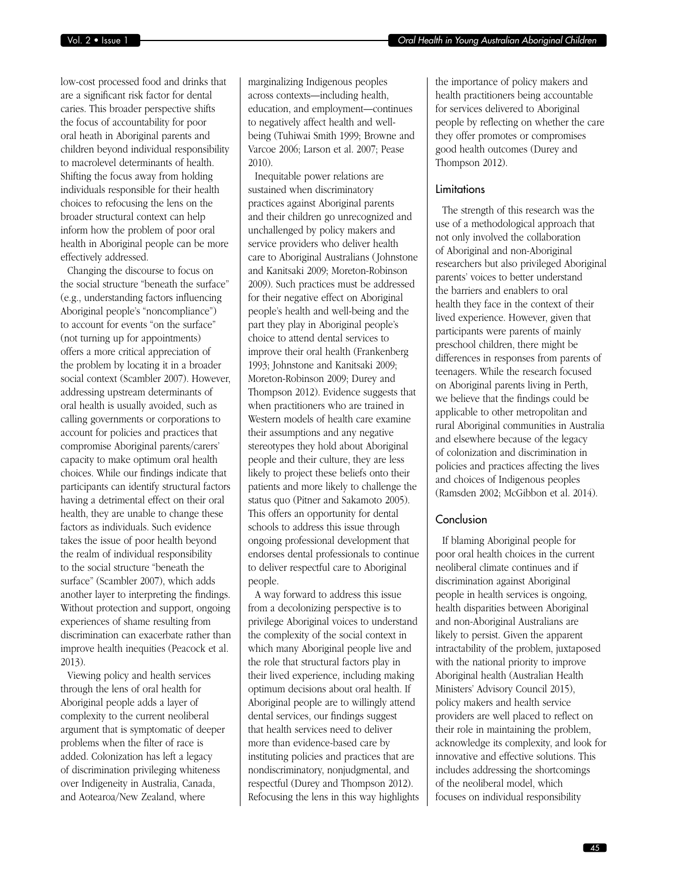low-cost processed food and drinks that are a significant risk factor for dental caries. This broader perspective shifts the focus of accountability for poor oral heath in Aboriginal parents and children beyond individual responsibility to macrolevel determinants of health. Shifting the focus away from holding individuals responsible for their health choices to refocusing the lens on the broader structural context can help inform how the problem of poor oral health in Aboriginal people can be more effectively addressed.

Changing the discourse to focus on the social structure "beneath the surface" (e.g., understanding factors influencing Aboriginal people's "noncompliance") to account for events "on the surface" (not turning up for appointments) offers a more critical appreciation of the problem by locating it in a broader social context (Scambler 2007). However, addressing upstream determinants of oral health is usually avoided, such as calling governments or corporations to account for policies and practices that compromise Aboriginal parents/carers' capacity to make optimum oral health choices. While our findings indicate that participants can identify structural factors having a detrimental effect on their oral health, they are unable to change these factors as individuals. Such evidence takes the issue of poor health beyond the realm of individual responsibility to the social structure "beneath the surface" (Scambler 2007), which adds another layer to interpreting the findings. Without protection and support, ongoing experiences of shame resulting from discrimination can exacerbate rather than improve health inequities (Peacock et al. 2013).

Viewing policy and health services through the lens of oral health for Aboriginal people adds a layer of complexity to the current neoliberal argument that is symptomatic of deeper problems when the filter of race is added. Colonization has left a legacy of discrimination privileging whiteness over Indigeneity in Australia, Canada, and Aotearoa/New Zealand, where marginalizing Indigenous peoples across contexts—including health, education, and employment—continues to negatively affect health and well-being (Tuhiwai Smith 1999; Browne and Varcoe 2006; Larson et al. 2007; Pease 2010).

Inequitable power relations are sustained when discriminatory practices against Aboriginal parents and their children go unrecognized and unchallenged by policy makers and service providers who deliver health care to Aboriginal Australians (Johnstone and Kanitsaki 2009; Moreton-Robinson 2009). Such practices must be addressed for their negative effect on Aboriginal people's health and well-being and the part they play in Aboriginal people's choice to attend dental services to improve their oral health (Frankenberg 1993; Johnstone and Kanitsaki 2009; Moreton-Robinson 2009; Durey and Thompson 2012). Evidence suggests that when practitioners who are trained in Western models of health care examine their assumptions and any negative stereotypes they hold about Aboriginal people and their culture, they are less likely to project these beliefs onto their patients and more likely to challenge the status quo (Pitner and Sakamoto 2005). This offers an opportunity for dental schools to address this issue through ongoing professional development that endorses dental professionals to continue to deliver respectful care to Aboriginal people.

A way forward to address this issue from a decolonizing perspective is to privilege Aboriginal voices to understand the complexity of the social context in which many Aboriginal people live and the role that structural factors play in their lived experience, including making optimum decisions about oral health. If Aboriginal people are to willingly attend dental services, our findings suggest that health services need to deliver more than evidence-based care by instituting policies and practices that are nondiscriminatory, nonjudgmental, and respectful (Durey and Thompson 2012). Refocusing the lens in this way highlights the importance of policy makers and health practitioners being accountable for services delivered to Aboriginal people by reflecting on whether the care they offer promotes or compromises good health outcomes (Durey and Thompson 2012).

## Limitations

The strength of this research was the use of a methodological approach that not only involved the collaboration of Aboriginal and non-Aboriginal researchers but also privileged Aboriginal parents' voices to better understand the barriers and enablers to oral health they face in the context of their lived experience. However, given that participants were parents of mainly preschool children, there might be differences in responses from parents of teenagers. While the research focused on Aboriginal parents living in Perth, we believe that the findings could be applicable to other metropolitan and rural Aboriginal communities in Australia and elsewhere because of the legacy of colonization and discrimination in policies and practices affecting the lives and choices of Indigenous peoples (Ramsden 2002; McGibbon et al. 2014).

## Conclusion

If blaming Aboriginal people for poor oral health choices in the current neoliberal climate continues and if discrimination against Aboriginal people in health services is ongoing, health disparities between Aboriginal and non-Aboriginal Australians are likely to persist. Given the apparent intractability of the problem, juxtaposed with the national priority to improve Aboriginal health (Australian Health Ministers' Advisory Council 2015), policy makers and health service providers are well placed to reflect on their role in maintaining the problem, acknowledge its complexity, and look for innovative and effective solutions. This includes addressing the shortcomings of the neoliberal model, which focuses on individual responsibility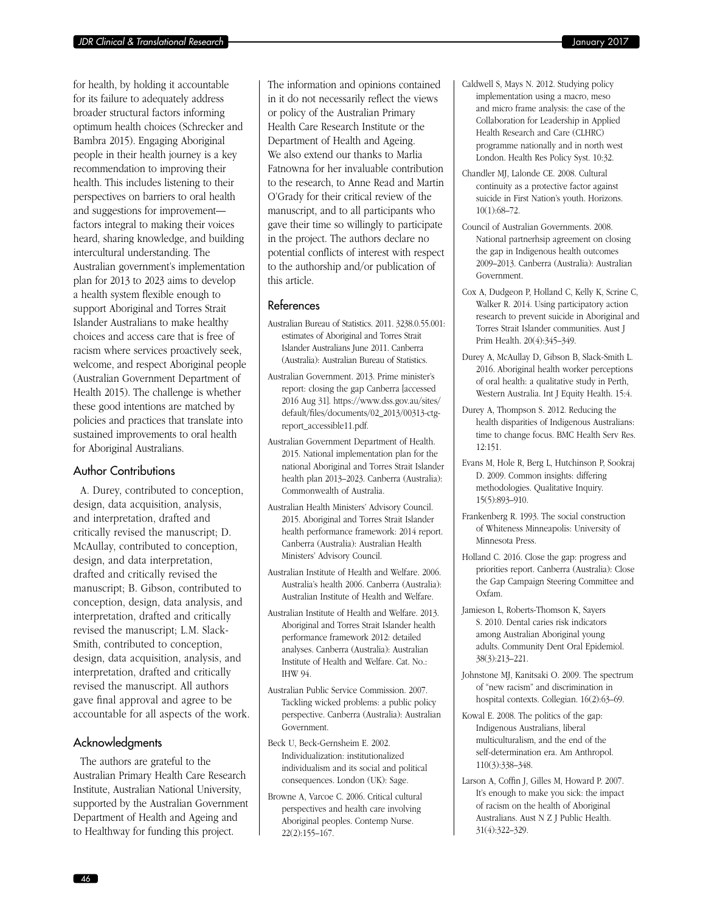for health, by holding it accountable for its failure to adequately address broader structural factors informing optimum health choices (Schrecker and Bambra 2015). Engaging Aboriginal people in their health journey is a key recommendation to improving their health. This includes listening to their perspectives on barriers to oral health and suggestions for improvement—factors integral to making their voices heard, sharing knowledge, and building intercultural understanding. The Australian government's implementation plan for 2013 to 2023 aims to develop a health system flexible enough to support Aboriginal and Torres Strait Islander Australians to make healthy choices and access care that is free of racism where services proactively seek, welcome, and respect Aboriginal people (Australian Government Department of Health 2015). The challenge is whether these good intentions are matched by policies and practices that translate into sustained improvements to oral health for Aboriginal Australians.

## Author Contributions

A. Durey, contributed to conception, design, data acquisition, analysis, and interpretation, drafted and critically revised the manuscript; D. McAullay, contributed to conception, design, and data interpretation, drafted and critically revised the manuscript; B. Gibson, contributed to conception, design, data analysis, and interpretation, drafted and critically revised the manuscript; L.M. Slack-Smith, contributed to conception, design, data acquisition, analysis, and interpretation, drafted and critically revised the manuscript. All authors gave final approval and agree to be accountable for all aspects of the work.

## Acknowledgments

The authors are grateful to the Australian Primary Health Care Research Institute, Australian National University, supported by the Australian Government Department of Health and Ageing and to Healthway for funding this project. The information and opinions contained in it do not necessarily reflect the views or policy of the Australian Primary Health Care Research Institute or the Department of Health and Ageing. We also extend our thanks to Marlia Fatnowna for her invaluable contribution to the research, to Anne Read and Martin O'Grady for their critical review of the manuscript, and to all participants who gave their time so willingly to participate in the project. The authors declare no potential conflicts of interest with respect to the authorship and/or publication of this article.

## References

Australian Bureau of Statistics. 2011. 3238.0.55.001: estimates of Aboriginal and Torres Strait Islander Australians June 2011. Canberra (Australia): Australian Bureau of Statistics.

Australian Government. 2013. Prime minister's report: closing the gap Canberra [accessed 2016 Aug 31]. https://www.dss.gov.au/sites/default/files/documents/02_2013/00313-ctg-report_accessible11.pdf.

Australian Government Department of Health. 2015. National implementation plan for the national Aboriginal and Torres Strait Islander health plan 2013–2023. Canberra (Australia): Commonwealth of Australia.

Australian Health Ministers' Advisory Council. 2015. Aboriginal and Torres Strait Islander health performance framework: 2014 report. Canberra (Australia): Australian Health Ministers' Advisory Council.

Australian Institute of Health and Welfare. 2006. Australia's health 2006. Canberra (Australia): Australian Institute of Health and Welfare.

Australian Institute of Health and Welfare. 2013. Aboriginal and Torres Strait Islander health performance framework 2012: detailed analyses. Canberra (Australia): Australian Institute of Health and Welfare. Cat. No.: IHW 94.

Australian Public Service Commission. 2007. Tackling wicked problems: a public policy perspective. Canberra (Australia): Australian Government.

Beck U, Beck-Gernsheim E. 2002. Individualization: institutionalized individualism and its social and political consequences. London (UK): Sage.

Browne A, Varcoe C. 2006. Critical cultural perspectives and health care involving Aboriginal peoples. Contemp Nurse. 22(2):155–167.

Caldwell S, Mays N. 2012. Studying policy implementation using a macro, meso and micro frame analysis: the case of the Collaboration for Leadership in Applied Health Research and Care (CLHRC) programme nationally and in north west London. Health Res Policy Syst. 10:32.

Chandler MJ, Lalonde CE. 2008. Cultural continuity as a protective factor against suicide in First Nation's youth. Horizons. 10(1):68–72.

Council of Australian Governments. 2008. National partnerhsip agreement on closing the gap in Indigenous health outcomes 2009–2013. Canberra (Australia): Australian Government.

Cox A, Dudgeon P, Holland C, Kelly K, Scrine C, Walker R. 2014. Using participatory action research to prevent suicide in Aboriginal and Torres Strait Islander communities. Aust J Prim Health. 20(4):345–349.

Durey A, McAullay D, Gibson B, Slack-Smith L. 2016. Aboriginal health worker perceptions of oral health: a qualitative study in Perth, Western Australia. Int J Equity Health. 15:4.

Durey A, Thompson S. 2012. Reducing the health disparities of Indigenous Australians: time to change focus. BMC Health Serv Res. 12:151.

Evans M, Hole R, Berg L, Hutchinson P, Sookraj D. 2009. Common insights: differing methodologies. Qualitative Inquiry. 15(5):893–910.

Frankenberg R. 1993. The social construction of Whiteness Minneapolis: University of Minnesota Press.

Holland C. 2016. Close the gap: progress and priorities report. Canberra (Australia): Close the Gap Campaign Steering Committee and Oxfam.

Jamieson L, Roberts-Thomson K, Sayers S. 2010. Dental caries risk indicators among Australian Aboriginal young adults. Community Dent Oral Epidemiol. 38(3):213–221.

Johnstone MJ, Kanitsaki O. 2009. The spectrum of "new racism" and discrimination in hospital contexts. Collegian. 16(2):63–69.

Kowal E. 2008. The politics of the gap: Indigenous Australians, liberal multiculturalism, and the end of the self-determination era. Am Anthropol. 110(3):338–348.

Larson A, Coffin J, Gilles M, Howard P. 2007. It's enough to make you sick: the impact of racism on the health of Aboriginal Australians. Aust N Z J Public Health. 31(4):322–329.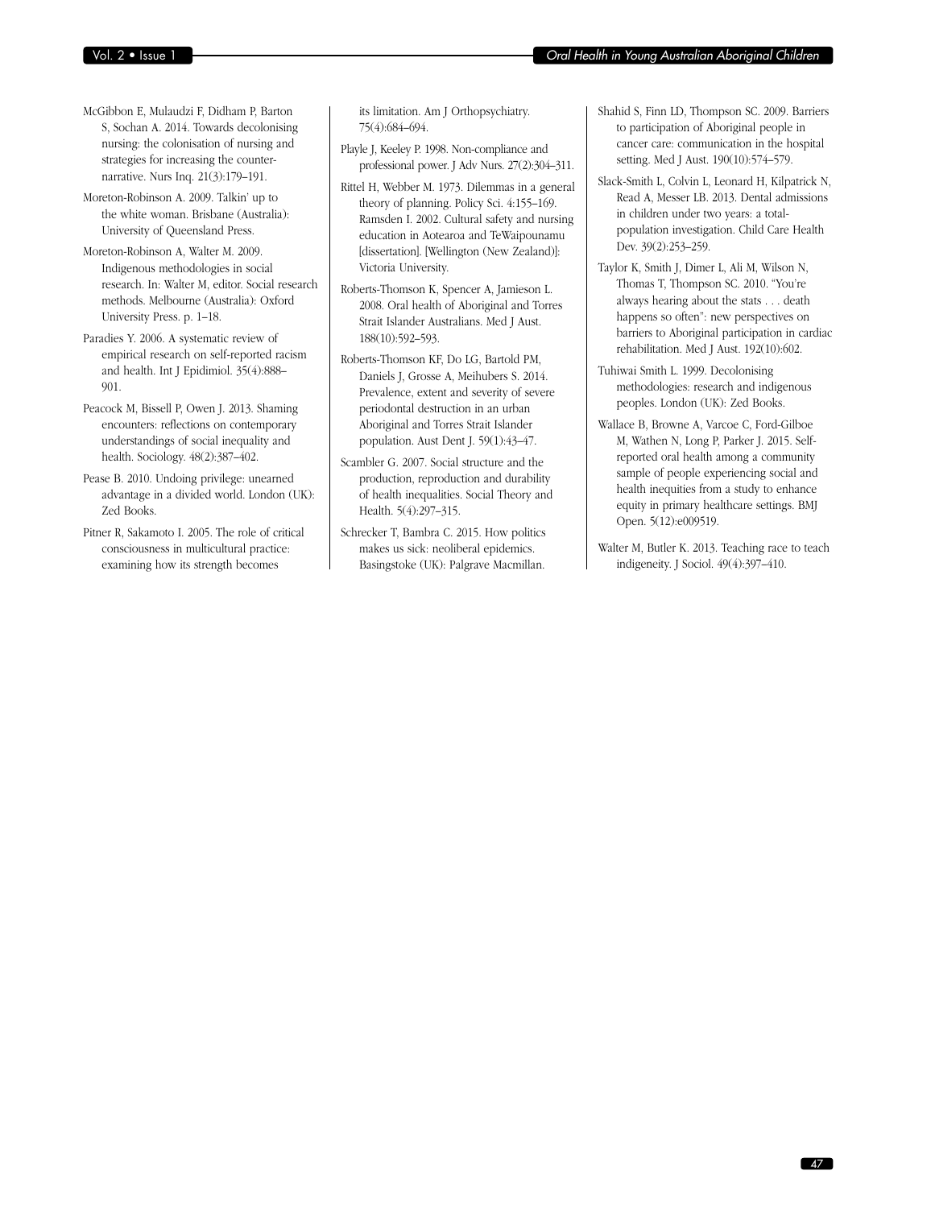McGibbon E, Mulaudzi F, Didham P, Barton S, Sochan A. 2014. Towards decolonising nursing: the colonisation of nursing and strategies for increasing the counter-narrative. Nurs Inq. 21(3):179–191.

Moreton-Robinson A. 2009. Talkin' up to the white woman. Brisbane (Australia): University of Queensland Press.

Moreton-Robinson A, Walter M. 2009. Indigenous methodologies in social research. In: Walter M, editor. Social research methods. Melbourne (Australia): Oxford University Press. p. 1–18.

Paradies Y. 2006. A systematic review of empirical research on self-reported racism and health. Int J Epidimiol. 35(4):888–901.

Peacock M, Bissell P, Owen J. 2013. Shaming encounters: reflections on contemporary understandings of social inequality and health. Sociology. 48(2):387–402.

Pease B. 2010. Undoing privilege: unearned advantage in a divided world. London (UK): Zed Books.

Pitner R, Sakamoto I. 2005. The role of critical consciousness in multicultural practice: examining how its strength becomes its limitation. Am J Orthopsychiatry. 75(4):684–694.

Playle J, Keeley P. 1998. Non-compliance and professional power. J Adv Nurs. 27(2):304–311.

Rittel H, Webber M. 1973. Dilemmas in a general theory of planning. Policy Sci. 4:155–169.

Ramsden I. 2002. Cultural safety and nursing education in Aotearoa and TeWaipounamu [dissertation]. [Wellington (New Zealand)]: Victoria University.

Roberts-Thomson K, Spencer A, Jamieson L. 2008. Oral health of Aboriginal and Torres Strait Islander Australians. Med J Aust. 188(10):592–593.

Roberts-Thomson KF, Do LG, Bartold PM, Daniels J, Grosse A, Meihubers S. 2014. Prevalence, extent and severity of severe periodontal destruction in an urban Aboriginal and Torres Strait Islander population. Aust Dent J. 59(1):43–47.

Scambler G. 2007. Social structure and the production, reproduction and durability of health inequalities. Social Theory and Health. 5(4):297–315.

Schrecker T, Bambra C. 2015. How politics makes us sick: neoliberal epidemics. Basingstoke (UK): Palgrave Macmillan.

Shahid S, Finn LD, Thompson SC. 2009. Barriers to participation of Aboriginal people in cancer care: communication in the hospital setting. Med J Aust. 190(10):574–579.

Slack-Smith L, Colvin L, Leonard H, Kilpatrick N, Read A, Messer LB. 2013. Dental admissions in children under two years: a total-population investigation. Child Care Health Dev. 39(2):253–259.

Taylor K, Smith J, Dimer L, Ali M, Wilson N, Thomas T, Thompson SC. 2010. "You're always hearing about the stats . . . death happens so often": new perspectives on barriers to Aboriginal participation in cardiac rehabilitation. Med J Aust. 192(10):602.

Tuhiwai Smith L. 1999. Decolonising methodologies: research and indigenous peoples. London (UK): Zed Books.

Wallace B, Browne A, Varcoe C, Ford-Gilboe M, Wathen N, Long P, Parker J. 2015. Self-reported oral health among a community sample of people experiencing social and health inequities from a study to enhance equity in primary healthcare settings. BMJ Open. 5(12):e009519.

Walter M, Butler K. 2013. Teaching race to teach indigeneity. J Sociol. 49(4):397–410.